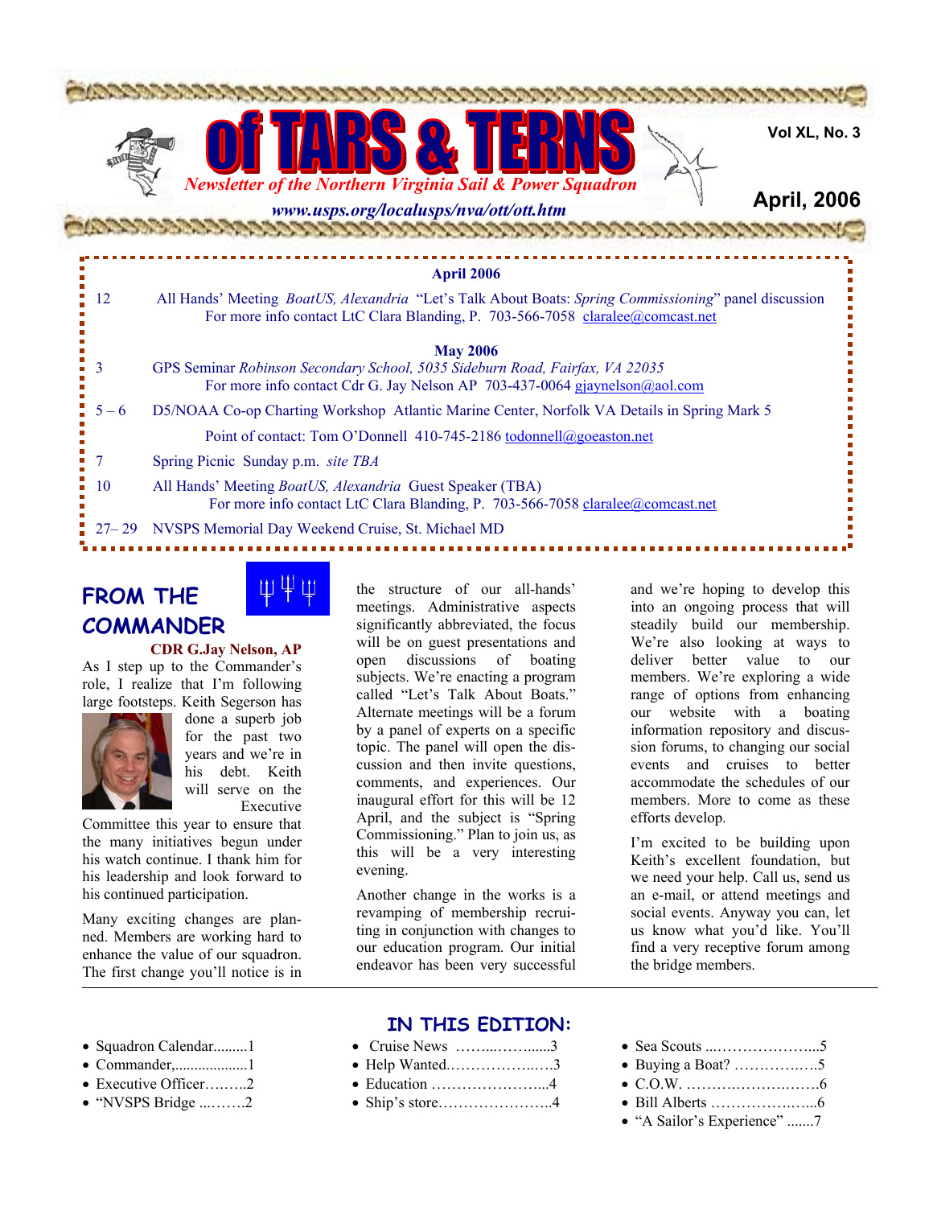# of TARS & TERNS

*Newsletter of the Northern Virginia Sail & Power Squadron*

***www.usps.org/localusps/nva/ott/ott.htm***

**Vol XL, No. 3**

**April, 2006**

**April 2006**

| | |
|---|---|
| 12 | All Hands' Meeting *BoatUS, Alexandria* "Let's Talk About Boats: *Spring Commissioning*" panel discussion<br>For more info contact LtC Clara Blanding, P. 703-566-7058 claralee@comcast.net |

**May 2006**

| | |
|---|---|
| 3 | GPS Seminar *Robinson Secondary School, 5035 Sideburn Road, Fairfax, VA 22035*<br>For more info contact Cdr G. Jay Nelson AP 703-437-0064 gjaynelson@aol.com |
| 5 – 6 | D5/NOAA Co-op Charting Workshop Atlantic Marine Center, Norfolk VA Details in Spring Mark 5<br>Point of contact: Tom O'Donnell 410-745-2186 todonnell@goeaston.net |
| 7 | Spring Picnic Sunday p.m. *site TBA* |
| 10 | All Hands' Meeting *BoatUS, Alexandria* Guest Speaker (TBA)<br>For more info contact LtC Clara Blanding, P. 703-566-7058 claralee@comcast.net |
| 27– 29 | NVSPS Memorial Day Weekend Cruise, St. Michael MD |

## FROM THE COMMANDER

**CDR G.Jay Nelson, AP**

As I step up to the Commander's role, I realize that I'm following large footsteps. Keith Segerson has done a superb job for the past two years and we're in his debt. Keith will serve on the Executive Committee this year to ensure that the many initiatives begun under his watch continue. I thank him for his leadership and look forward to his continued participation.

Many exciting changes are planned. Members are working hard to enhance the value of our squadron. The first change you'll notice is in the structure of our all-hands' meetings. Administrative aspects significantly abbreviated, the focus will be on guest presentations and open discussions of boating subjects. We're enacting a program called "Let's Talk About Boats." Alternate meetings will be a forum by a panel of experts on a specific topic. The panel will open the discussion and then invite questions, comments, and experiences. Our inaugural effort for this will be 12 April, and the subject is "Spring Commissioning." Plan to join us, as this will be a very interesting evening.

Another change in the works is a revamping of membership recruiting in conjunction with changes to our education program. Our initial endeavor has been very successful and we're hoping to develop this into an ongoing process that will steadily build our membership. We're also looking at ways to deliver better value to our members. We're exploring a wide range of options from enhancing our website with a boating information repository and discussion forums, to changing our social events and cruises to better accommodate the schedules of our members. More to come as these efforts develop.

I'm excited to be building upon Keith's excellent foundation, but we need your help. Call us, send us an e-mail, or attend meetings and social events. Anyway you can, let us know what you'd like. You'll find a very receptive forum among the bridge members.

## IN THIS EDITION:

- Squadron Calendar.........1
- Commander,...................1
- Executive Officer……...2
- "NVSPS Bridge ...…….2
- Cruise News ……...……......3
- Help Wanted.……………..….3
- Education …………………...4
- Ship's store…………………..4
- Sea Scouts ...………………...5
- Buying a Boat? ………….….5
- C.O.W. ……….…….….……6
- Bill Alberts ………………….6
- "A Sailor's Experience" .......7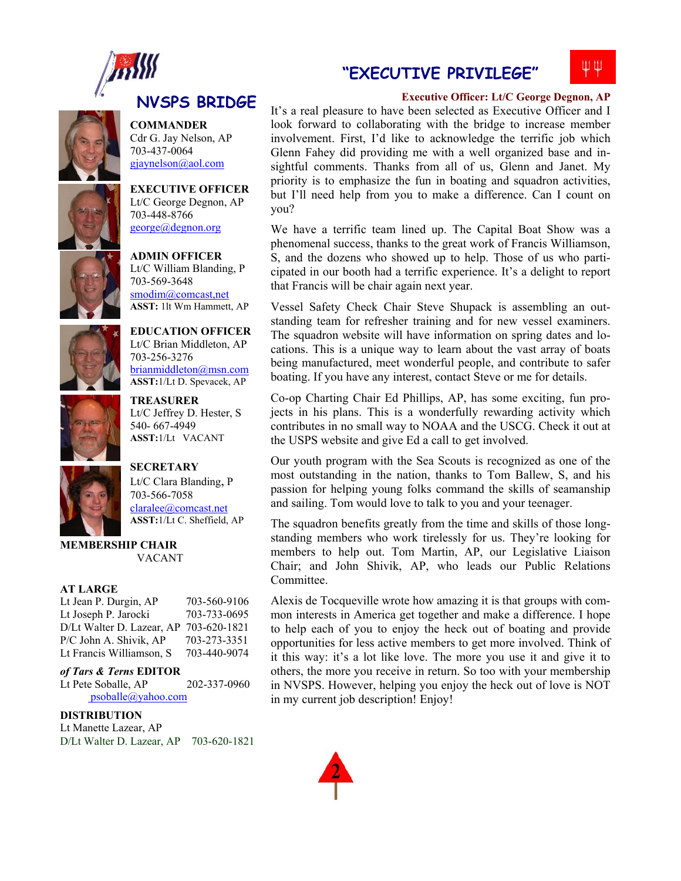## NVSPS BRIDGE

**COMMANDER**
Cdr G. Jay Nelson, AP
703-437-0064
gjaynelson@aol.com

**EXECUTIVE OFFICER**
Lt/C George Degnon, AP
703-448-8766
george@degnon.org

**ADMIN OFFICER**
Lt/C William Blanding, P
703-569-3648
smodim@comcast.net
**ASST:** 1lt Wm Hammett, AP

**EDUCATION OFFICER**
Lt/C Brian Middleton, AP
703-256-3276
brianmiddleton@msn.com
**ASST:**1/Lt D. Spevacek, AP

**TREASURER**
Lt/C Jeffrey D. Hester, S
540- 667-4949
**ASST:**1/Lt VACANT

**SECRETARY**
Lt/C Clara Blanding, P
703-566-7058
claralee@comcast.net
**ASST:**1/Lt C. Sheffield, AP

**MEMBERSHIP CHAIR**
VACANT

**AT LARGE**

| | |
|---|---|
| Lt Jean P. Durgin, AP | 703-560-9106 |
| Lt Joseph P. Jarocki | 703-733-0695 |
| D/Lt Walter D. Lazear, AP | 703-620-1821 |
| P/C John A. Shivik, AP | 703-273-3351 |
| Lt Francis Williamson, S | 703-440-9074 |

***of Tars & Terns* EDITOR**
Lt Pete Soballe, AP 202-337-0960
psoballe@yahoo.com

**DISTRIBUTION**
Lt Manette Lazear, AP
D/Lt Walter D. Lazear, AP 703-620-1821

## "EXECUTIVE PRIVILEGE"

**Executive Officer: Lt/C George Degnon, AP**

It's a real pleasure to have been selected as Executive Officer and I look forward to collaborating with the bridge to increase member involvement. First, I'd like to acknowledge the terrific job which Glenn Fahey did providing me with a well organized base and insightful comments. Thanks from all of us, Glenn and Janet. My priority is to emphasize the fun in boating and squadron activities, but I'll need help from you to make a difference. Can I count on you?

We have a terrific team lined up. The Capital Boat Show was a phenomenal success, thanks to the great work of Francis Williamson, S, and the dozens who showed up to help. Those of us who participated in our booth had a terrific experience. It's a delight to report that Francis will be chair again next year.

Vessel Safety Check Chair Steve Shupack is assembling an outstanding team for refresher training and for new vessel examiners. The squadron website will have information on spring dates and locations. This is a unique way to learn about the vast array of boats being manufactured, meet wonderful people, and contribute to safer boating. If you have any interest, contact Steve or me for details.

Co-op Charting Chair Ed Phillips, AP, has some exciting, fun projects in his plans. This is a wonderfully rewarding activity which contributes in no small way to NOAA and the USCG. Check it out at the USPS website and give Ed a call to get involved.

Our youth program with the Sea Scouts is recognized as one of the most outstanding in the nation, thanks to Tom Ballew, S, and his passion for helping young folks command the skills of seamanship and sailing. Tom would love to talk to you and your teenager.

The squadron benefits greatly from the time and skills of those longstanding members who work tirelessly for us. They're looking for members to help out. Tom Martin, AP, our Legislative Liaison Chair; and John Shivik, AP, who leads our Public Relations Committee.

Alexis de Tocqueville wrote how amazing it is that groups with common interests in America get together and make a difference. I hope to help each of you to enjoy the heck out of boating and provide opportunities for less active members to get more involved. Think of it this way: it's a lot like love. The more you use it and give it to others, the more you receive in return. So too with your membership in NVSPS. However, helping you enjoy the heck out of love is NOT in my current job description! Enjoy!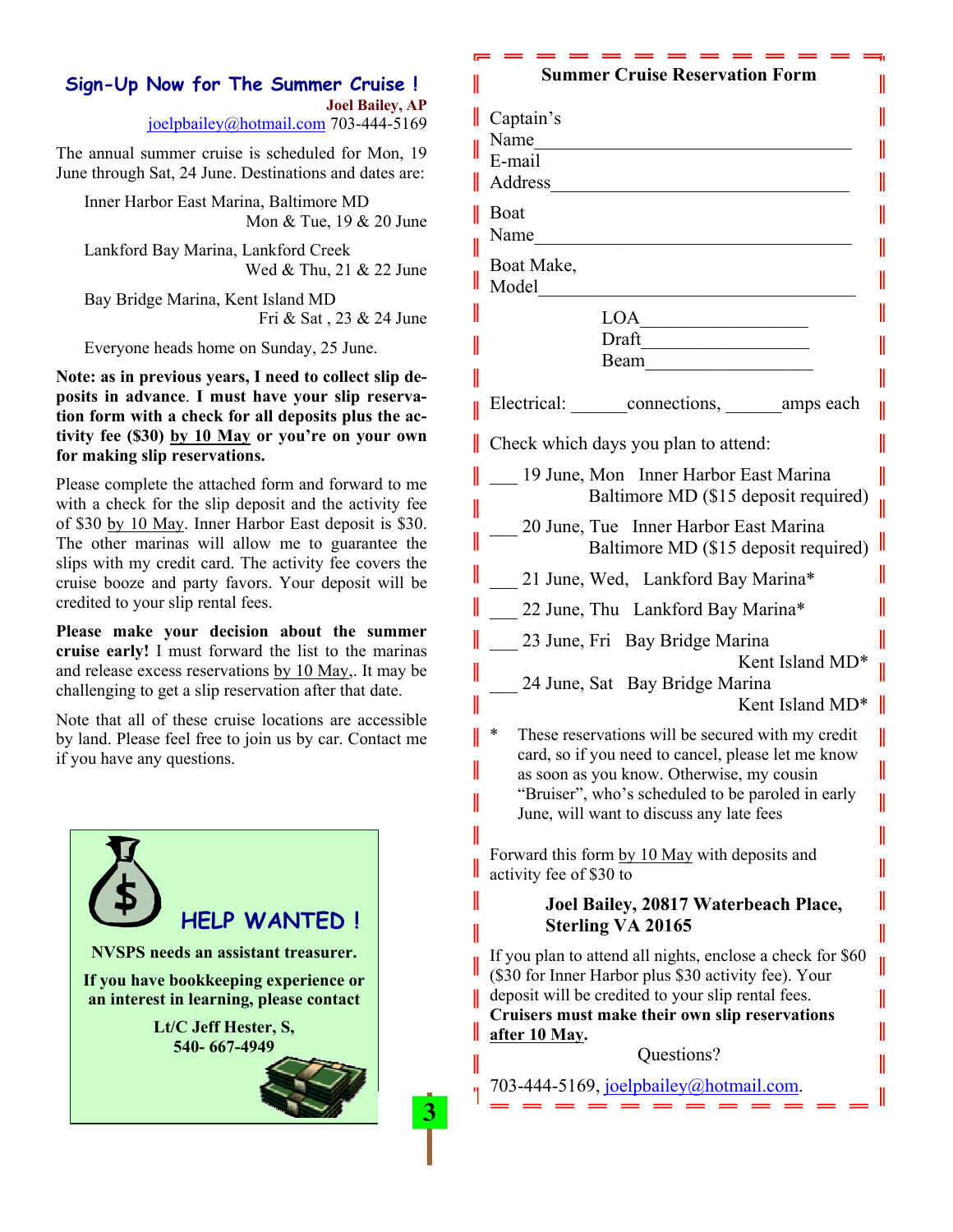## Sign-Up Now for The Summer Cruise !

**Joel Bailey, AP**
joelpbailey@hotmail.com 703-444-5169

The annual summer cruise is scheduled for Mon, 19 June through Sat, 24 June. Destinations and dates are:

Inner Harbor East Marina, Baltimore MD
Mon & Tue, 19 & 20 June

Lankford Bay Marina, Lankford Creek
Wed & Thu, 21 & 22 June

Bay Bridge Marina, Kent Island MD
Fri & Sat , 23 & 24 June

Everyone heads home on Sunday, 25 June.

**Note: as in previous years, I need to collect slip deposits in advance. I must have your slip reservation form with a check for all deposits plus the activity fee ($30) by 10 May or you're on your own for making slip reservations.**

Please complete the attached form and forward to me with a check for the slip deposit and the activity fee of $30 by 10 May. Inner Harbor East deposit is $30. The other marinas will allow me to guarantee the slips with my credit card. The activity fee covers the cruise booze and party favors. Your deposit will be credited to your slip rental fees.

**Please make your decision about the summer cruise early!** I must forward the list to the marinas and release excess reservations by 10 May,. It may be challenging to get a slip reservation after that date.

Note that all of these cruise locations are accessible by land. Please feel free to join us by car. Contact me if you have any questions.

## HELP WANTED !

**NVSPS needs an assistant treasurer.**

**If you have bookkeeping experience or an interest in learning, please contact**

**Lt/C Jeff Hester, S,**
**540- 667-4949**

---

### Summer Cruise Reservation Form

Captain's Name_______________________________

E-mail Address_______________________________

Boat Name_______________________________

Boat Make, Model_______________________________

LOA_________________
Draft_________________
Beam_________________

Electrical: ______connections, ______amps each

Check which days you plan to attend:

___ 19 June, Mon Inner Harbor East Marina Baltimore MD ($15 deposit required)

___ 20 June, Tue Inner Harbor East Marina Baltimore MD ($15 deposit required)

___ 21 June, Wed, Lankford Bay Marina*

___ 22 June, Thu Lankford Bay Marina*

___ 23 June, Fri Bay Bridge Marina Kent Island MD*

___ 24 June, Sat Bay Bridge Marina Kent Island MD*

\* These reservations will be secured with my credit card, so if you need to cancel, please let me know as soon as you know. Otherwise, my cousin "Bruiser", who's scheduled to be paroled in early June, will want to discuss any late fees

Forward this form by 10 May with deposits and activity fee of $30 to

**Joel Bailey, 20817 Waterbeach Place, Sterling VA 20165**

If you plan to attend all nights, enclose a check for $60 ($30 for Inner Harbor plus $30 activity fee). Your deposit will be credited to your slip rental fees. **Cruisers must make their own slip reservations after 10 May.**

Questions?

703-444-5169, joelpbailey@hotmail.com.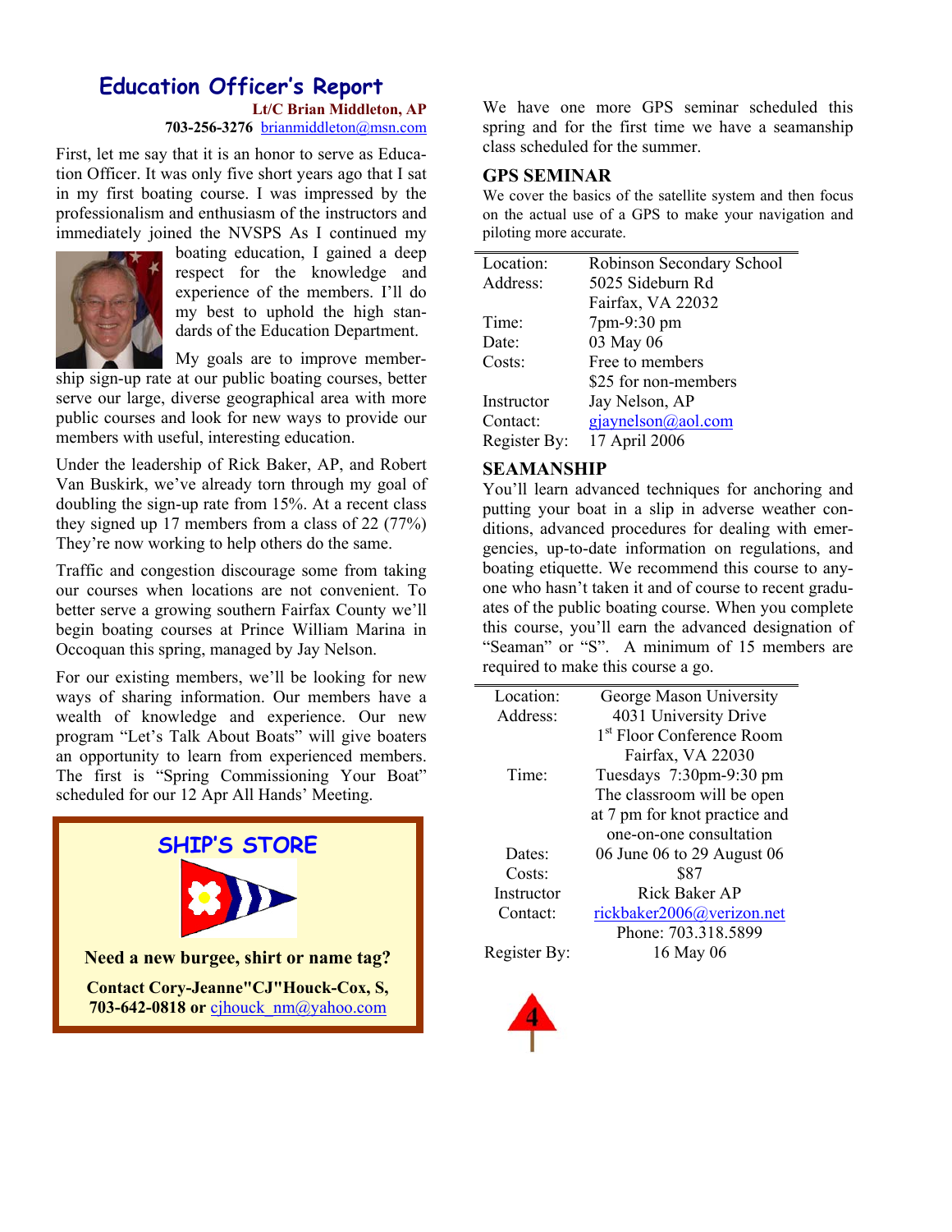## Education Officer's Report

**Lt/C Brian Middleton, AP**
**703-256-3276** brianmiddleton@msn.com

First, let me say that it is an honor to serve as Education Officer. It was only five short years ago that I sat in my first boating course. I was impressed by the professionalism and enthusiasm of the instructors and immediately joined the NVSPS As I continued my boating education, I gained a deep respect for the knowledge and experience of the members. I'll do my best to uphold the high standards of the Education Department.

My goals are to improve membership sign-up rate at our public boating courses, better serve our large, diverse geographical area with more public courses and look for new ways to provide our members with useful, interesting education.

Under the leadership of Rick Baker, AP, and Robert Van Buskirk, we've already torn through my goal of doubling the sign-up rate from 15%. At a recent class they signed up 17 members from a class of 22 (77%) They're now working to help others do the same.

Traffic and congestion discourage some from taking our courses when locations are not convenient. To better serve a growing southern Fairfax County we'll begin boating courses at Prince William Marina in Occoquan this spring, managed by Jay Nelson.

For our existing members, we'll be looking for new ways of sharing information. Our members have a wealth of knowledge and experience. Our new program "Let's Talk About Boats" will give boaters an opportunity to learn from experienced members. The first is "Spring Commissioning Your Boat" scheduled for our 12 Apr All Hands' Meeting.

### SHIP'S STORE

**Need a new burgee, shirt or name tag?**

**Contact Cory-Jeanne"CJ"Houck-Cox, S, 703-642-0818 or** cjhouck_nm@yahoo.com

We have one more GPS seminar scheduled this spring and for the first time we have a seamanship class scheduled for the summer.

### GPS SEMINAR

We cover the basics of the satellite system and then focus on the actual use of a GPS to make your navigation and piloting more accurate.

| | |
|---|---|
| Location: | Robinson Secondary School |
| Address: | 5025 Sideburn Rd<br>Fairfax, VA 22032 |
| Time: | 7pm-9:30 pm |
| Date: | 03 May 06 |
| Costs: | Free to members<br>$25 for non-members |
| Instructor Contact: | Jay Nelson, AP<br>gjaynelson@aol.com |
| Register By: | 17 April 2006 |

### SEAMANSHIP

You'll learn advanced techniques for anchoring and putting your boat in a slip in adverse weather conditions, advanced procedures for dealing with emergencies, up-to-date information on regulations, and boating etiquette. We recommend this course to anyone who hasn't taken it and of course to recent graduates of the public boating course. When you complete this course, you'll earn the advanced designation of "Seaman" or "S". A minimum of 15 members are required to make this course a go.

| | |
|---|---|
| Location: | George Mason University |
| Address: | 4031 University Drive<br>1st Floor Conference Room<br>Fairfax, VA 22030 |
| Time: | Tuesdays 7:30pm-9:30 pm<br>The classroom will be open at 7 pm for knot practice and one-on-one consultation |
| Dates: | 06 June 06 to 29 August 06 |
| Costs: | $87 |
| Instructor Contact: | Rick Baker AP<br>rickbaker2006@verizon.net<br>Phone: 703.318.5899 |
| Register By: | 16 May 06 |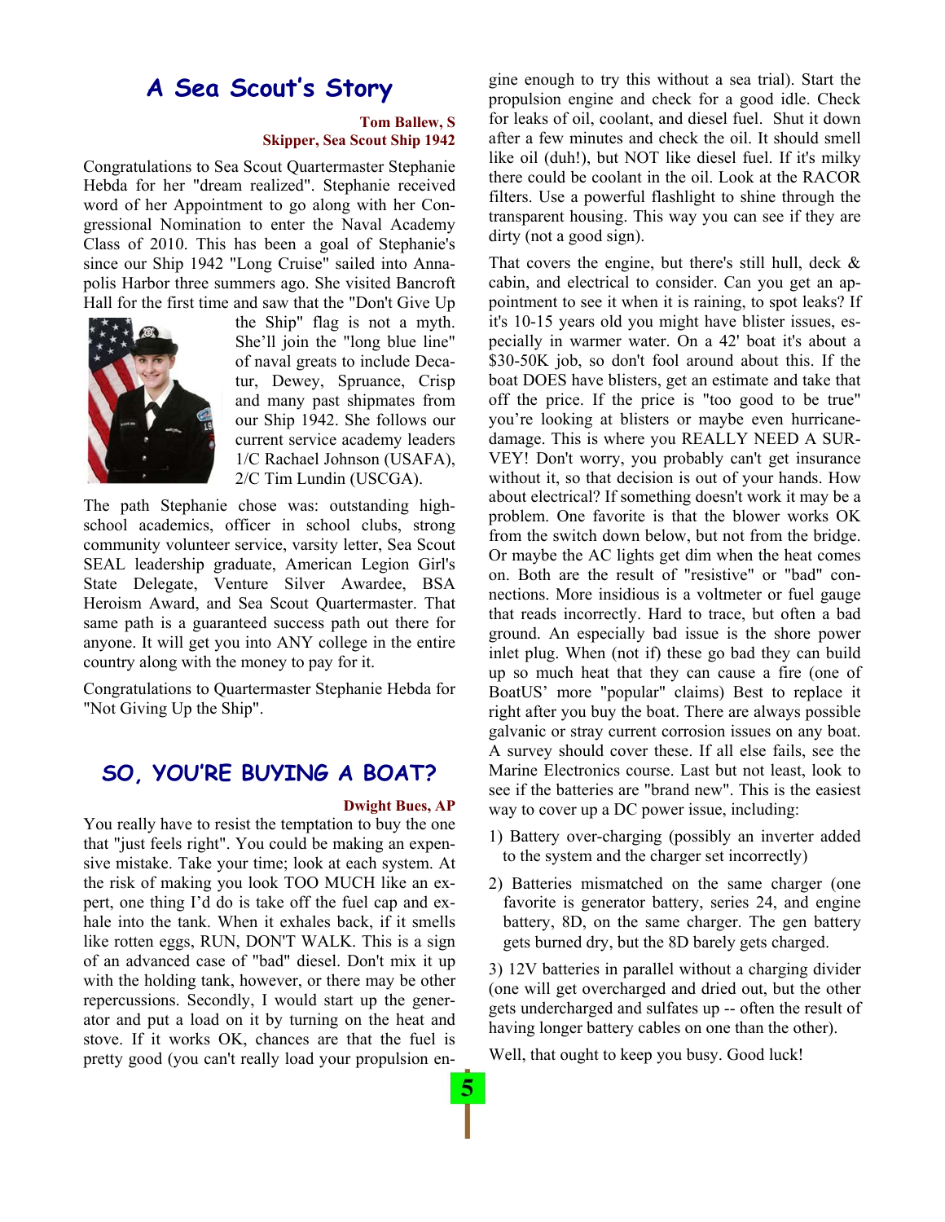## A Sea Scout's Story

**Tom Ballew, S**
**Skipper, Sea Scout Ship 1942**

Congratulations to Sea Scout Quartermaster Stephanie Hebda for her "dream realized". Stephanie received word of her Appointment to go along with her Congressional Nomination to enter the Naval Academy Class of 2010. This has been a goal of Stephanie's since our Ship 1942 "Long Cruise" sailed into Annapolis Harbor three summers ago. She visited Bancroft Hall for the first time and saw that the "Don't Give Up the Ship" flag is not a myth. She'll join the "long blue line" of naval greats to include Decatur, Dewey, Spruance, Crisp and many past shipmates from our Ship 1942. She follows our current service academy leaders 1/C Rachael Johnson (USAFA), 2/C Tim Lundin (USCGA).

The path Stephanie chose was: outstanding high-school academics, officer in school clubs, strong community volunteer service, varsity letter, Sea Scout SEAL leadership graduate, American Legion Girl's State Delegate, Venture Silver Awardee, BSA Heroism Award, and Sea Scout Quartermaster. That same path is a guaranteed success path out there for anyone. It will get you into ANY college in the entire country along with the money to pay for it.

Congratulations to Quartermaster Stephanie Hebda for "Not Giving Up the Ship".

## SO, YOU'RE BUYING A BOAT?

**Dwight Bues, AP**

You really have to resist the temptation to buy the one that "just feels right". You could be making an expensive mistake. Take your time; look at each system. At the risk of making you look TOO MUCH like an expert, one thing I'd do is take off the fuel cap and exhale into the tank. When it exhales back, if it smells like rotten eggs, RUN, DON'T WALK. This is a sign of an advanced case of "bad" diesel. Don't mix it up with the holding tank, however, or there may be other repercussions. Secondly, I would start up the generator and put a load on it by turning on the heat and stove. If it works OK, chances are that the fuel is pretty good (you can't really load your propulsion engine enough to try this without a sea trial). Start the propulsion engine and check for a good idle. Check for leaks of oil, coolant, and diesel fuel. Shut it down after a few minutes and check the oil. It should smell like oil (duh!), but NOT like diesel fuel. If it's milky there could be coolant in the oil. Look at the RACOR filters. Use a powerful flashlight to shine through the transparent housing. This way you can see if they are dirty (not a good sign).

That covers the engine, but there's still hull, deck & cabin, and electrical to consider. Can you get an appointment to see it when it is raining, to spot leaks? If it's 10-15 years old you might have blister issues, especially in warmer water. On a 42' boat it's about a $30-50K job, so don't fool around about this. If the boat DOES have blisters, get an estimate and take that off the price. If the price is "too good to be true" you're looking at blisters or maybe even hurricane-damage. This is where you REALLY NEED A SURVEY! Don't worry, you probably can't get insurance without it, so that decision is out of your hands. How about electrical? If something doesn't work it may be a problem. One favorite is that the blower works OK from the switch down below, but not from the bridge. Or maybe the AC lights get dim when the heat comes on. Both are the result of "resistive" or "bad" connections. More insidious is a voltmeter or fuel gauge that reads incorrectly. Hard to trace, but often a bad ground. An especially bad issue is the shore power inlet plug. When (not if) these go bad they can build up so much heat that they can cause a fire (one of BoatUS' more "popular" claims) Best to replace it right after you buy the boat. There are always possible galvanic or stray current corrosion issues on any boat. A survey should cover these. If all else fails, see the Marine Electronics course. Last but not least, look to see if the batteries are "brand new". This is the easiest way to cover up a DC power issue, including:

1) Battery over-charging (possibly an inverter added to the system and the charger set incorrectly)

2) Batteries mismatched on the same charger (one favorite is generator battery, series 24, and engine battery, 8D, on the same charger. The gen battery gets burned dry, but the 8D barely gets charged.

3) 12V batteries in parallel without a charging divider (one will get overcharged and dried out, but the other gets undercharged and sulfates up -- often the result of having longer battery cables on one than the other).

Well, that ought to keep you busy. Good luck!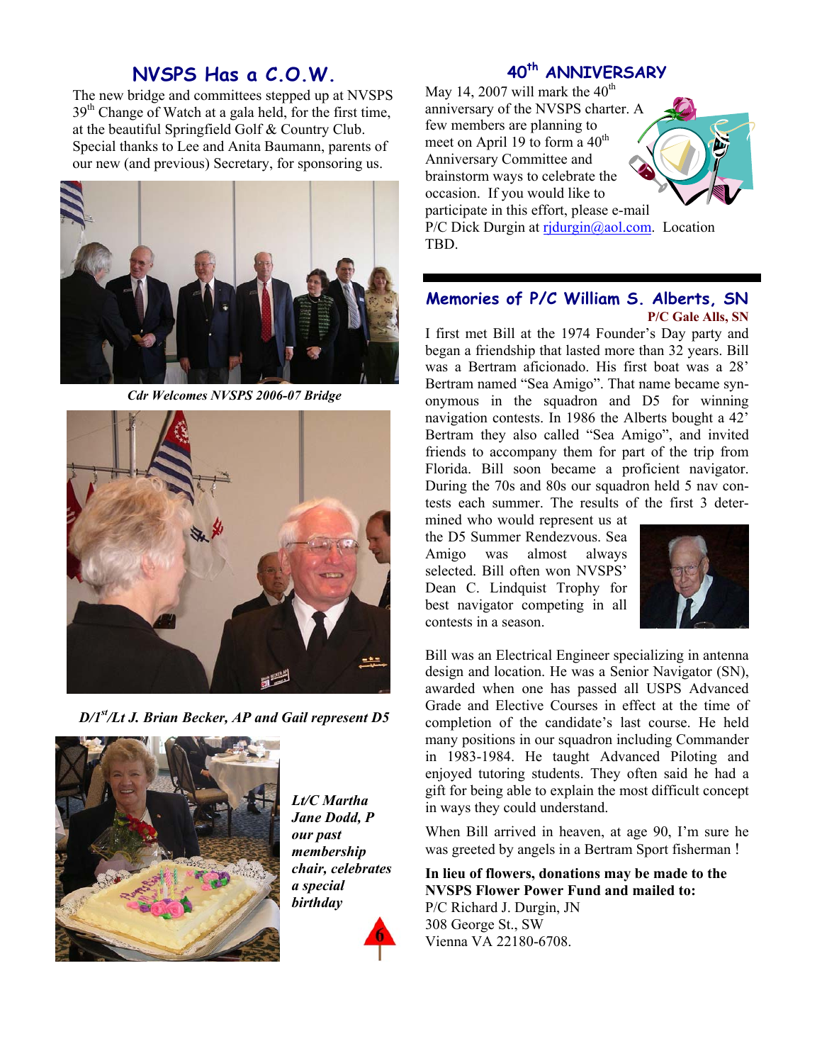## NVSPS Has a C.O.W.

The new bridge and committees stepped up at NVSPS 39th Change of Watch at a gala held, for the first time, at the beautiful Springfield Golf & Country Club. Special thanks to Lee and Anita Baumann, parents of our new (and previous) Secretary, for sponsoring us.

*Cdr Welcomes NVSPS 2006-07 Bridge*

*D/1st/Lt J. Brian Becker, AP and Gail represent D5*

*Lt/C Martha Jane Dodd, P our past membership chair, celebrates a special birthday*

## 40th ANNIVERSARY

May 14, 2007 will mark the 40th anniversary of the NVSPS charter. A few members are planning to meet on April 19 to form a 40th Anniversary Committee and brainstorm ways to celebrate the occasion. If you would like to participate in this effort, please e-mail P/C Dick Durgin at rjdurgin@aol.com. Location TBD.

## Memories of P/C William S. Alberts, SN

**P/C Gale Alls, SN**

I first met Bill at the 1974 Founder's Day party and began a friendship that lasted more than 32 years. Bill was a Bertram aficionado. His first boat was a 28' Bertram named "Sea Amigo". That name became synonymous in the squadron and D5 for winning navigation contests. In 1986 the Alberts bought a 42' Bertram they also called "Sea Amigo", and invited friends to accompany them for part of the trip from Florida. Bill soon became a proficient navigator. During the 70s and 80s our squadron held 5 nav contests each summer. The results of the first 3 determined who would represent us at the D5 Summer Rendezvous. Sea Amigo was almost always selected. Bill often won NVSPS' Dean C. Lindquist Trophy for best navigator competing in all contests in a season.

Bill was an Electrical Engineer specializing in antenna design and location. He was a Senior Navigator (SN), awarded when one has passed all USPS Advanced Grade and Elective Courses in effect at the time of completion of the candidate's last course. He held many positions in our squadron including Commander in 1983-1984. He taught Advanced Piloting and enjoyed tutoring students. They often said he had a gift for being able to explain the most difficult concept in ways they could understand.

When Bill arrived in heaven, at age 90, I'm sure he was greeted by angels in a Bertram Sport fisherman !

**In lieu of flowers, donations may be made to the NVSPS Flower Power Fund and mailed to:**
P/C Richard J. Durgin, JN
308 George St., SW
Vienna VA 22180-6708.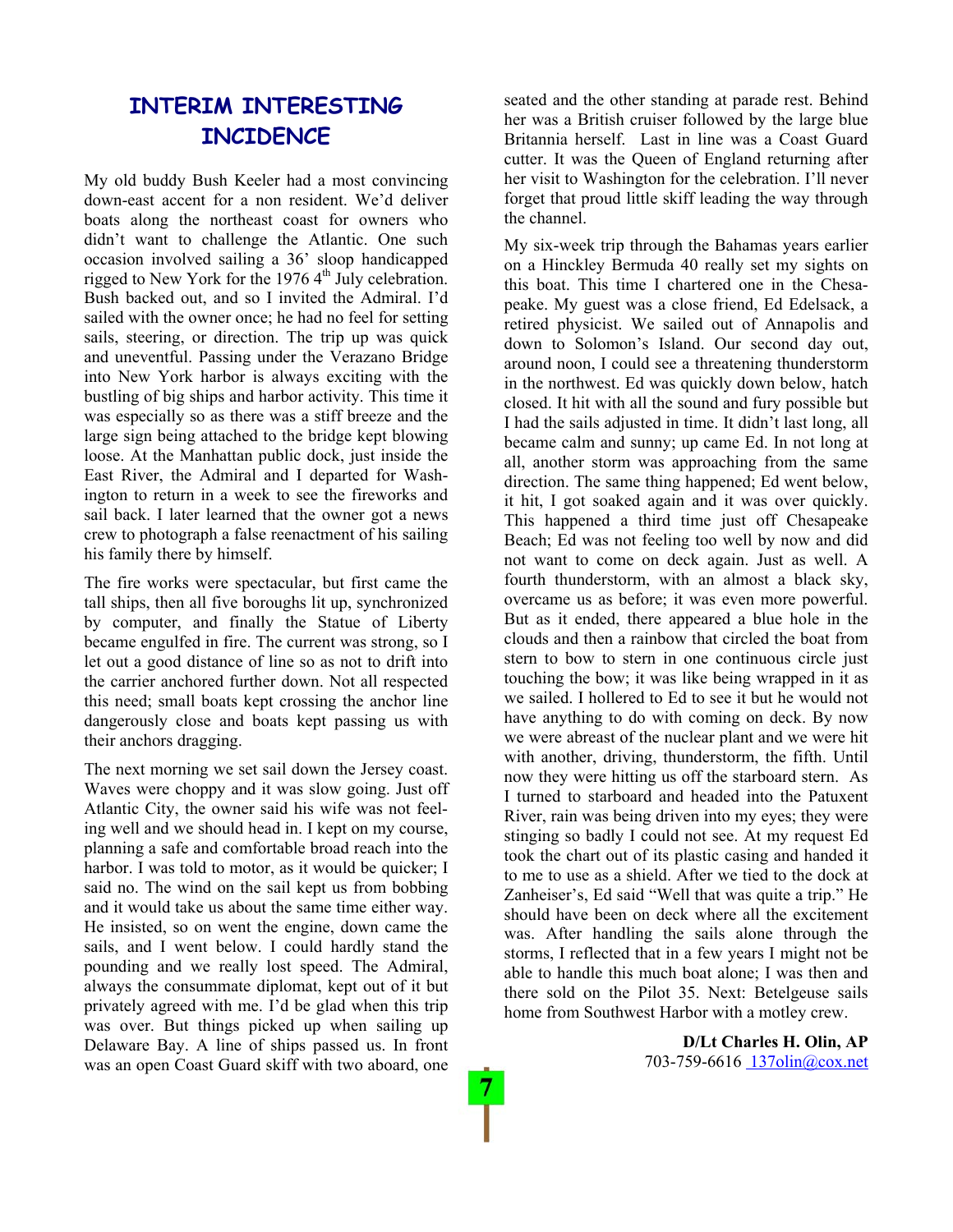# INTERIM INTERESTING INCIDENCE

My old buddy Bush Keeler had a most convincing down-east accent for a non resident. We'd deliver boats along the northeast coast for owners who didn't want to challenge the Atlantic. One such occasion involved sailing a 36' sloop handicapped rigged to New York for the 1976 4th July celebration. Bush backed out, and so I invited the Admiral. I'd sailed with the owner once; he had no feel for setting sails, steering, or direction. The trip up was quick and uneventful. Passing under the Verazano Bridge into New York harbor is always exciting with the bustling of big ships and harbor activity. This time it was especially so as there was a stiff breeze and the large sign being attached to the bridge kept blowing loose. At the Manhattan public dock, just inside the East River, the Admiral and I departed for Washington to return in a week to see the fireworks and sail back. I later learned that the owner got a news crew to photograph a false reenactment of his sailing his family there by himself.

The fire works were spectacular, but first came the tall ships, then all five boroughs lit up, synchronized by computer, and finally the Statue of Liberty became engulfed in fire. The current was strong, so I let out a good distance of line so as not to drift into the carrier anchored further down. Not all respected this need; small boats kept crossing the anchor line dangerously close and boats kept passing us with their anchors dragging.

The next morning we set sail down the Jersey coast. Waves were choppy and it was slow going. Just off Atlantic City, the owner said his wife was not feeling well and we should head in. I kept on my course, planning a safe and comfortable broad reach into the harbor. I was told to motor, as it would be quicker; I said no. The wind on the sail kept us from bobbing and it would take us about the same time either way. He insisted, so on went the engine, down came the sails, and I went below. I could hardly stand the pounding and we really lost speed. The Admiral, always the consummate diplomat, kept out of it but privately agreed with me. I'd be glad when this trip was over. But things picked up when sailing up Delaware Bay. A line of ships passed us. In front was an open Coast Guard skiff with two aboard, one seated and the other standing at parade rest. Behind her was a British cruiser followed by the large blue Britannia herself. Last in line was a Coast Guard cutter. It was the Queen of England returning after her visit to Washington for the celebration. I'll never forget that proud little skiff leading the way through the channel.

My six-week trip through the Bahamas years earlier on a Hinckley Bermuda 40 really set my sights on this boat. This time I chartered one in the Chesapeake. My guest was a close friend, Ed Edelsack, a retired physicist. We sailed out of Annapolis and down to Solomon's Island. Our second day out, around noon, I could see a threatening thunderstorm in the northwest. Ed was quickly down below, hatch closed. It hit with all the sound and fury possible but I had the sails adjusted in time. It didn't last long, all became calm and sunny; up came Ed. In not long at all, another storm was approaching from the same direction. The same thing happened; Ed went below, it hit, I got soaked again and it was over quickly. This happened a third time just off Chesapeake Beach; Ed was not feeling too well by now and did not want to come on deck again. Just as well. A fourth thunderstorm, with an almost a black sky, overcame us as before; it was even more powerful. But as it ended, there appeared a blue hole in the clouds and then a rainbow that circled the boat from stern to bow to stern in one continuous circle just touching the bow; it was like being wrapped in it as we sailed. I hollered to Ed to see it but he would not have anything to do with coming on deck. By now we were abreast of the nuclear plant and we were hit with another, driving, thunderstorm, the fifth. Until now they were hitting us off the starboard stern. As I turned to starboard and headed into the Patuxent River, rain was being driven into my eyes; they were stinging so badly I could not see. At my request Ed took the chart out of its plastic casing and handed it to me to use as a shield. After we tied to the dock at Zanheiser's, Ed said "Well that was quite a trip." He should have been on deck where all the excitement was. After handling the sails alone through the storms, I reflected that in a few years I might not be able to handle this much boat alone; I was then and there sold on the Pilot 35. Next: Betelgeuse sails home from Southwest Harbor with a motley crew.

**D/Lt Charles H. Olin, AP**
703-759-6616 137olin@cox.net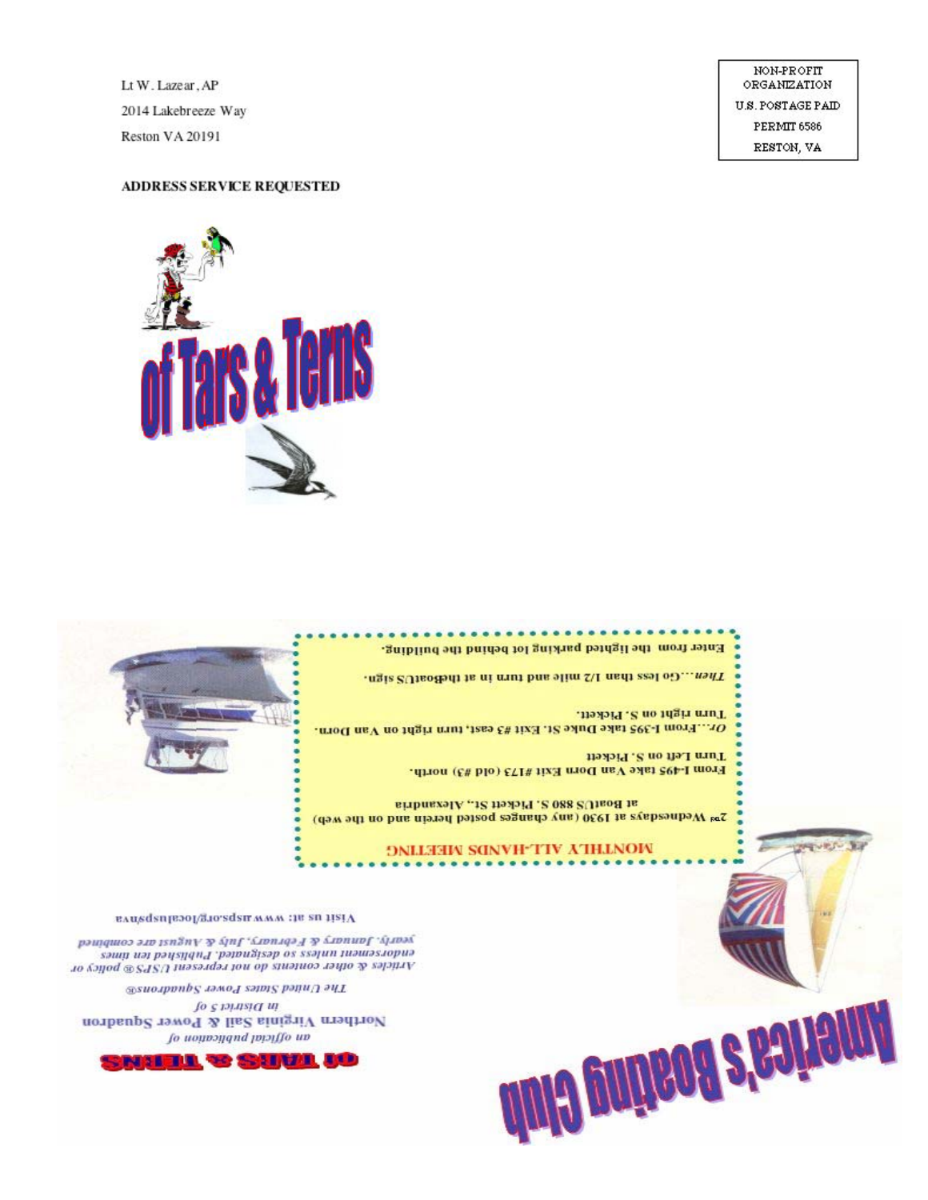Lt W. Lazear, AP
2014 Lakebreeze Way
Reston VA 20191

**ADDRESS SERVICE REQUESTED**

NON-PROFIT ORGANIZATION
U.S. POSTAGE PAID
PERMIT 6586
RESTON, VA

# of Tars & Terns

**MONTHLY ALL-HANDS MEETING**

2nd Wednesdays at 1930 (any changes posted herein and on the web) at BoatUS 880 S. Pickett St., Alexandria

From I-495 take Van Dorn Exit #173 (old #3) north.
Turn Left on S. Pickett

*Or*…From I-395 take Duke St. Exit #3 east, turn right on Van Dorn.
Turn right on S. Pickett.

*Then*…Go less than 1/2 mile and turn in at theBoatUS sign.

Enter from the lighted parking lot behind the building.

**of TARS & TERNS**

*an official publication of*
Northern Virginia Sail & Power Squadron
*in District 5 of*
*The United States Power Squadrons®*

*Articles & other contents do not represent USPS® policy or endorsement unless so designated. Published ten times yearly. January & February, July & August are combined*

Visit us at: www.usps.org/localusps/nva

# America's Boating Club